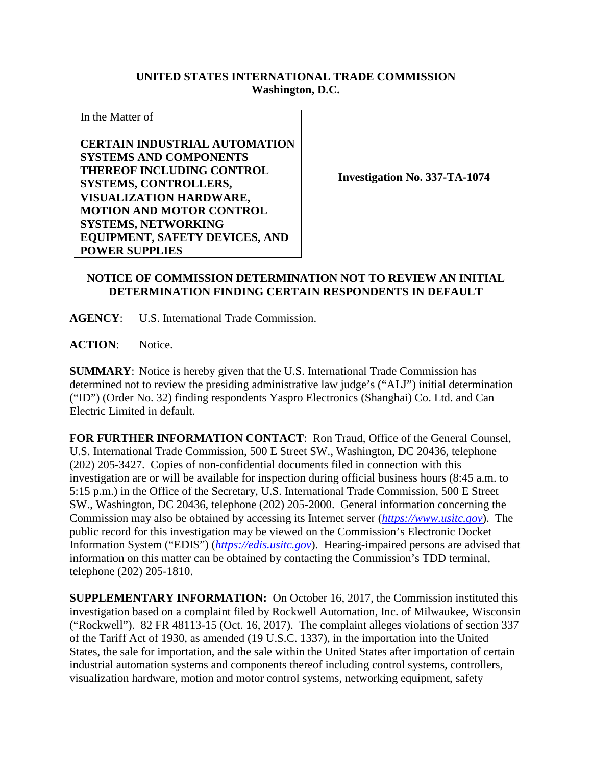**UNITED STATES INTERNATIONAL TRADE COMMISSION**
**Washington, D.C.**

In the Matter of

**CERTAIN INDUSTRIAL AUTOMATION SYSTEMS AND COMPONENTS THEREOF INCLUDING CONTROL SYSTEMS, CONTROLLERS, VISUALIZATION HARDWARE, MOTION AND MOTOR CONTROL SYSTEMS, NETWORKING EQUIPMENT, SAFETY DEVICES, AND POWER SUPPLIES**

**Investigation No. 337-TA-1074**

**NOTICE OF COMMISSION DETERMINATION NOT TO REVIEW AN INITIAL DETERMINATION FINDING CERTAIN RESPONDENTS IN DEFAULT**

**AGENCY**: U.S. International Trade Commission.

**ACTION**: Notice.

**SUMMARY**: Notice is hereby given that the U.S. International Trade Commission has determined not to review the presiding administrative law judge's ("ALJ") initial determination ("ID") (Order No. 32) finding respondents Yaspro Electronics (Shanghai) Co. Ltd. and Can Electric Limited in default.

**FOR FURTHER INFORMATION CONTACT**: Ron Traud, Office of the General Counsel, U.S. International Trade Commission, 500 E Street SW., Washington, DC 20436, telephone (202) 205-3427. Copies of non-confidential documents filed in connection with this investigation are or will be available for inspection during official business hours (8:45 a.m. to 5:15 p.m.) in the Office of the Secretary, U.S. International Trade Commission, 500 E Street SW., Washington, DC 20436, telephone (202) 205-2000. General information concerning the Commission may also be obtained by accessing its Internet server (*https://www.usitc.gov*). The public record for this investigation may be viewed on the Commission's Electronic Docket Information System ("EDIS") (*https://edis.usitc.gov*). Hearing-impaired persons are advised that information on this matter can be obtained by contacting the Commission's TDD terminal, telephone (202) 205-1810.

**SUPPLEMENTARY INFORMATION:** On October 16, 2017, the Commission instituted this investigation based on a complaint filed by Rockwell Automation, Inc. of Milwaukee, Wisconsin ("Rockwell"). 82 FR 48113-15 (Oct. 16, 2017). The complaint alleges violations of section 337 of the Tariff Act of 1930, as amended (19 U.S.C. 1337), in the importation into the United States, the sale for importation, and the sale within the United States after importation of certain industrial automation systems and components thereof including control systems, controllers, visualization hardware, motion and motor control systems, networking equipment, safety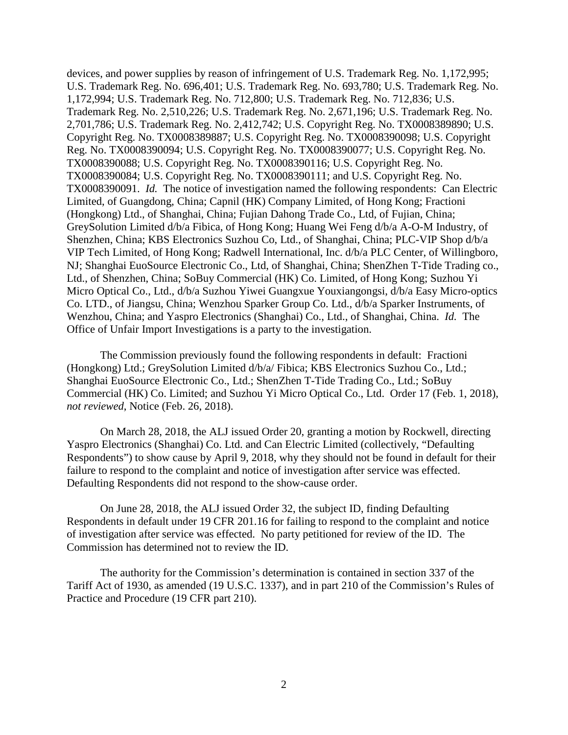devices, and power supplies by reason of infringement of U.S. Trademark Reg. No. 1,172,995; U.S. Trademark Reg. No. 696,401; U.S. Trademark Reg. No. 693,780; U.S. Trademark Reg. No. 1,172,994; U.S. Trademark Reg. No. 712,800; U.S. Trademark Reg. No. 712,836; U.S. Trademark Reg. No. 2,510,226; U.S. Trademark Reg. No. 2,671,196; U.S. Trademark Reg. No. 2,701,786; U.S. Trademark Reg. No. 2,412,742; U.S. Copyright Reg. No. TX0008389890; U.S. Copyright Reg. No. TX0008389887; U.S. Copyright Reg. No. TX0008390098; U.S. Copyright Reg. No. TX0008390094; U.S. Copyright Reg. No. TX0008390077; U.S. Copyright Reg. No. TX0008390088; U.S. Copyright Reg. No. TX0008390116; U.S. Copyright Reg. No. TX0008390084; U.S. Copyright Reg. No. TX0008390111; and U.S. Copyright Reg. No. TX0008390091. *Id.* The notice of investigation named the following respondents: Can Electric Limited, of Guangdong, China; Capnil (HK) Company Limited, of Hong Kong; Fractioni (Hongkong) Ltd., of Shanghai, China; Fujian Dahong Trade Co., Ltd, of Fujian, China; GreySolution Limited d/b/a Fibica, of Hong Kong; Huang Wei Feng d/b/a A-O-M Industry, of Shenzhen, China; KBS Electronics Suzhou Co, Ltd., of Shanghai, China; PLC-VIP Shop d/b/a VIP Tech Limited, of Hong Kong; Radwell International, Inc. d/b/a PLC Center, of Willingboro, NJ; Shanghai EuoSource Electronic Co., Ltd, of Shanghai, China; ShenZhen T-Tide Trading co., Ltd., of Shenzhen, China; SoBuy Commercial (HK) Co. Limited, of Hong Kong; Suzhou Yi Micro Optical Co., Ltd., d/b/a Suzhou Yiwei Guangxue Youxiangongsi, d/b/a Easy Micro-optics Co. LTD., of Jiangsu, China; Wenzhou Sparker Group Co. Ltd., d/b/a Sparker Instruments, of Wenzhou, China; and Yaspro Electronics (Shanghai) Co., Ltd., of Shanghai, China. *Id.* The Office of Unfair Import Investigations is a party to the investigation.

The Commission previously found the following respondents in default: Fractioni (Hongkong) Ltd.; GreySolution Limited d/b/a/ Fibica; KBS Electronics Suzhou Co., Ltd.; Shanghai EuoSource Electronic Co., Ltd.; ShenZhen T-Tide Trading Co., Ltd.; SoBuy Commercial (HK) Co. Limited; and Suzhou Yi Micro Optical Co., Ltd. Order 17 (Feb. 1, 2018), *not reviewed*, Notice (Feb. 26, 2018).

On March 28, 2018, the ALJ issued Order 20, granting a motion by Rockwell, directing Yaspro Electronics (Shanghai) Co. Ltd. and Can Electric Limited (collectively, "Defaulting Respondents") to show cause by April 9, 2018, why they should not be found in default for their failure to respond to the complaint and notice of investigation after service was effected. Defaulting Respondents did not respond to the show-cause order.

On June 28, 2018, the ALJ issued Order 32, the subject ID, finding Defaulting Respondents in default under 19 CFR 201.16 for failing to respond to the complaint and notice of investigation after service was effected. No party petitioned for review of the ID. The Commission has determined not to review the ID.

The authority for the Commission's determination is contained in section 337 of the Tariff Act of 1930, as amended (19 U.S.C. 1337), and in part 210 of the Commission's Rules of Practice and Procedure (19 CFR part 210).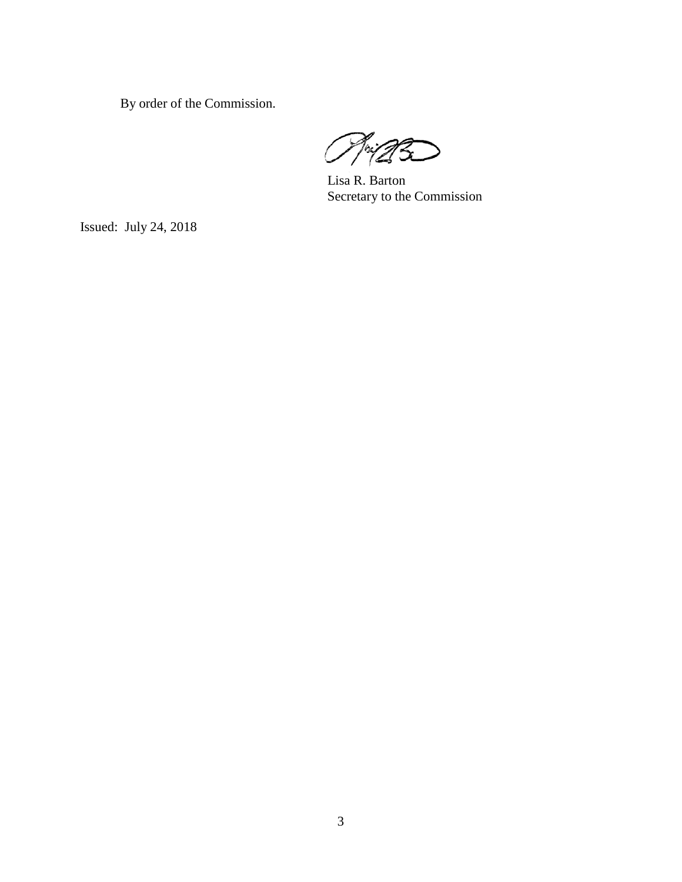By order of the Commission.

Lisa R. Barton  
Secretary to the Commission

Issued: July 24, 2018